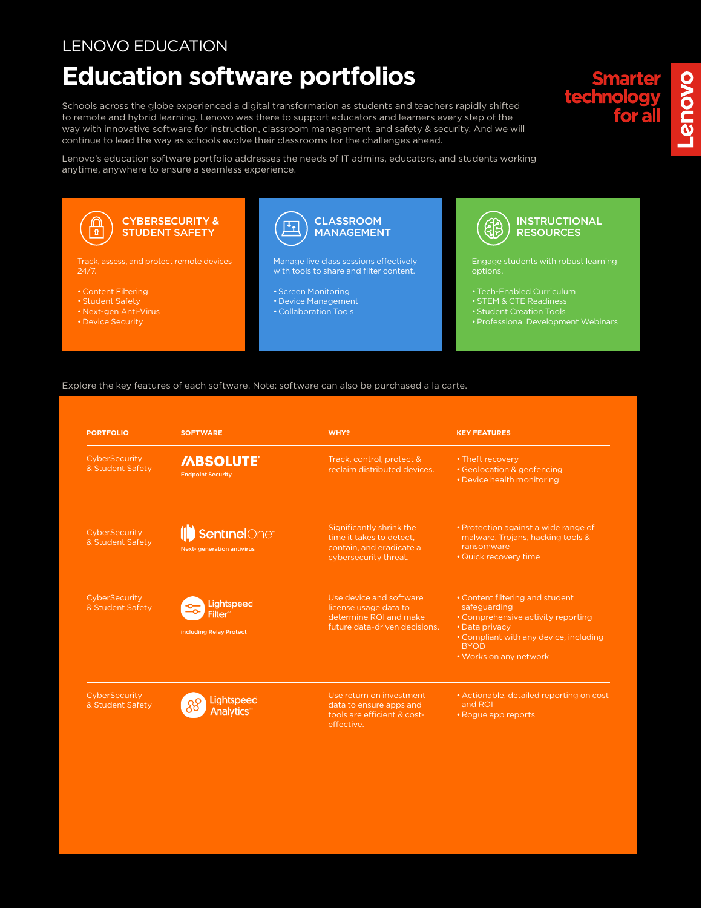LENOVO EDUCATION

# Education software portfolios

Smarter technology for all

Schools across the globe experienced a digital transformation as students and teachers rapidly shifted to remote and hybrid learning. Lenovo was there to support educators and learners every step of the way with innovative software for instruction, classroom management, and safety & security. And we will continue to lead the way as schools evolve their classrooms for the challenges ahead.

Lenovo's education software portfolio addresses the needs of IT admins, educators, and students working anytime, anywhere to ensure a seamless experience.

### CYBERSECURITY & STUDENT SAFETY

Track, assess, and protect remote devices 24/7.

- Content Filtering
- Student Safety
- Next-gen Anti-Virus
- Device Security

### CLASSROOM MANAGEMENT

Manage live class sessions effectively with tools to share and filter content.

- Screen Monitoring
- Device Management
- Collaboration Tools

### INSTRUCTIONAL RESOURCES

Engage students with robust learning options.

- Tech-Enabled Curriculum
- STEM & CTE Readiness
- Student Creation Tools
- Professional Development Webinars

Explore the key features of each software. Note: software can also be purchased a la carte.

| PORTFOLIO | SOFTWARE | WHY? | KEY FEATURES |
|---|---|---|---|
| CyberSecurity & Student Safety | ABSOLUTE Endpoint Security | Track, control, protect & reclaim distributed devices. | • Theft recovery<br>• Geolocation & geofencing<br>• Device health monitoring |
| CyberSecurity & Student Safety | SentinelOne Next- generation antivirus | Significantly shrink the time it takes to detect, contain, and eradicate a cybersecurity threat. | • Protection against a wide range of malware, Trojans, hacking tools & ransomware<br>• Quick recovery time |
| CyberSecurity & Student Safety | Lightspeed Filter including Relay Protect | Use device and software license usage data to determine ROI and make future data-driven decisions. | • Content filtering and student safeguarding<br>• Comprehensive activity reporting<br>• Data privacy<br>• Compliant with any device, including BYOD<br>• Works on any network |
| CyberSecurity & Student Safety | Lightspeed Analytics | Use return on investment data to ensure apps and tools are efficient & cost-effective. | • Actionable, detailed reporting on cost and ROI<br>• Rogue app reports |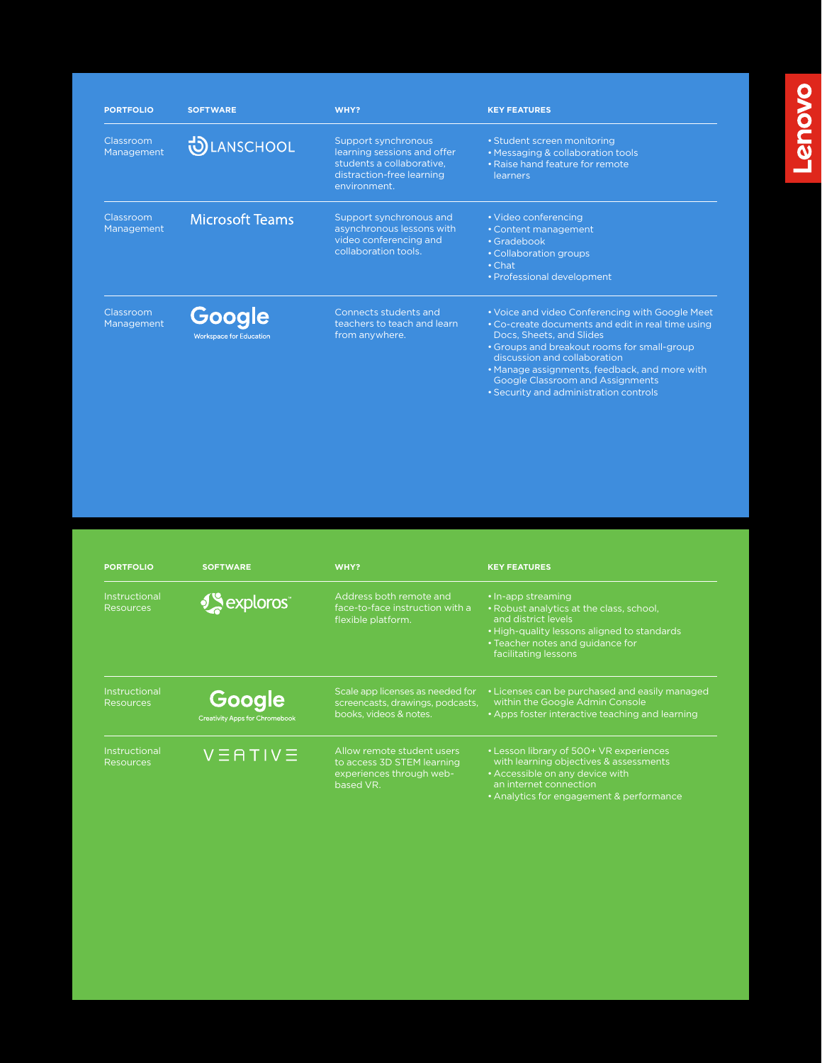| PORTFOLIO | SOFTWARE | WHY? | KEY FEATURES |
|---|---|---|---|
| Classroom Management | LANSCHOOL | Support synchronous learning sessions and offer students a collaborative, distraction-free learning environment. | • Student screen monitoring<br>• Messaging & collaboration tools<br>• Raise hand feature for remote learners |
| Classroom Management | Microsoft Teams | Support synchronous and asynchronous lessons with video conferencing and collaboration tools. | • Video conferencing<br>• Content management<br>• Gradebook<br>• Collaboration groups<br>• Chat<br>• Professional development |
| Classroom Management | Google Workspace for Education | Connects students and teachers to teach and learn from anywhere. | • Voice and video Conferencing with Google Meet<br>• Co-create documents and edit in real time using Docs, Sheets, and Slides<br>• Groups and breakout rooms for small-group discussion and collaboration<br>• Manage assignments, feedback, and more with Google Classroom and Assignments<br>• Security and administration controls |

| PORTFOLIO | SOFTWARE | WHY? | KEY FEATURES |
|---|---|---|---|
| Instructional Resources | exploros™ | Address both remote and face-to-face instruction with a flexible platform. | • In-app streaming<br>• Robust analytics at the class, school, and district levels<br>• High-quality lessons aligned to standards<br>• Teacher notes and guidance for facilitating lessons |
| Instructional Resources | Google Creativity Apps for Chromebook | Scale app licenses as needed for screencasts, drawings, podcasts, books, videos & notes. | • Licenses can be purchased and easily managed within the Google Admin Console<br>• Apps foster interactive teaching and learning |
| Instructional Resources | VEATIVE | Allow remote student users to access 3D STEM learning experiences through web-based VR. | • Lesson library of 500+ VR experiences with learning objectives & assessments<br>• Accessible on any device with an internet connection<br>• Analytics for engagement & performance |